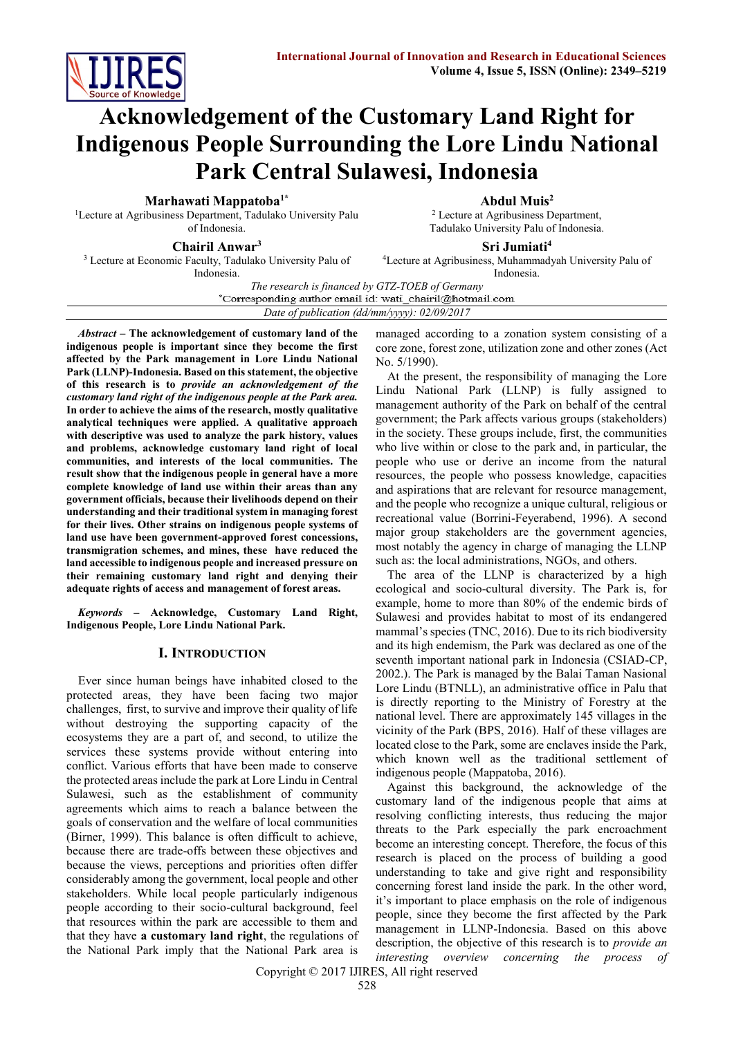# Acknowledgement of the Customary Land Right for Indigenous People Surrounding the Lore Lindu National Park Central Sulawesi, Indonesia

**Marhawati Mappatoba**[1*]
[1]Lecture at Agribusiness Department, Tadulako University Palu of Indonesia.

**Abdul Muis**[2]
[2] Lecture at Agribusiness Department, Tadulako University Palu of Indonesia.

**Chairil Anwar**[3]
[3] Lecture at Economic Faculty, Tadulako University Palu of Indonesia.

**Sri Jumiati**[4]
[4]Lecture at Agribusiness, Muhammadyah University Palu of Indonesia.

*The research is financed by GTZ-TOEB of Germany*

*Corresponding author email id: wati_chairil@hotmail.com

*Date of publication (dd/mm/yyyy): 02/09/2017*

***Abstract* – The acknowledgement of customary land of the indigenous people is important since they become the first affected by the Park management in Lore Lindu National Park (LLNP)-Indonesia. Based on this statement, the objective of this research is to *provide an acknowledgement of the customary land right of the indigenous people at the Park area.* In order to achieve the aims of the research, mostly qualitative analytical techniques were applied. A qualitative approach with descriptive was used to analyze the park history, values and problems, acknowledge customary land right of local communities, and interests of the local communities. The result show that the indigenous people in general have a more complete knowledge of land use within their areas than any government officials, because their livelihoods depend on their understanding and their traditional system in managing forest for their lives. Other strains on indigenous people systems of land use have been government-approved forest concessions, transmigration schemes, and mines, these have reduced the land accessible to indigenous people and increased pressure on their remaining customary land right and denying their adequate rights of access and management of forest areas.**

***Keywords* – Acknowledge, Customary Land Right, Indigenous People, Lore Lindu National Park.**

## I. Introduction

Ever since human beings have inhabited closed to the protected areas, they have been facing two major challenges, first, to survive and improve their quality of life without destroying the supporting capacity of the ecosystems they are a part of, and second, to utilize the services these systems provide without entering into conflict. Various efforts that have been made to conserve the protected areas include the park at Lore Lindu in Central Sulawesi, such as the establishment of community agreements which aims to reach a balance between the goals of conservation and the welfare of local communities (Birner, 1999). This balance is often difficult to achieve, because there are trade-offs between these objectives and because the views, perceptions and priorities often differ considerably among the government, local people and other stakeholders. While local people particularly indigenous people according to their socio-cultural background, feel that resources within the park are accessible to them and that they have **a customary land right**, the regulations of the National Park imply that the National Park area is managed according to a zonation system consisting of a core zone, forest zone, utilization zone and other zones (Act No. 5/1990).

At the present, the responsibility of managing the Lore Lindu National Park (LLNP) is fully assigned to management authority of the Park on behalf of the central government; the Park affects various groups (stakeholders) in the society. These groups include, first, the communities who live within or close to the park and, in particular, the people who use or derive an income from the natural resources, the people who possess knowledge, capacities and aspirations that are relevant for resource management, and the people who recognize a unique cultural, religious or recreational value (Borrini-Feyerabend, 1996). A second major group stakeholders are the government agencies, most notably the agency in charge of managing the LLNP such as: the local administrations, NGOs, and others.

The area of the LLNP is characterized by a high ecological and socio-cultural diversity. The Park is, for example, home to more than 80% of the endemic birds of Sulawesi and provides habitat to most of its endangered mammal's species (TNC, 2016). Due to its rich biodiversity and its high endemism, the Park was declared as one of the seventh important national park in Indonesia (CSIAD-CP, 2002.). The Park is managed by the Balai Taman Nasional Lore Lindu (BTNLL), an administrative office in Palu that is directly reporting to the Ministry of Forestry at the national level. There are approximately 145 villages in the vicinity of the Park (BPS, 2016). Half of these villages are located close to the Park, some are enclaves inside the Park, which known well as the traditional settlement of indigenous people (Mappatoba, 2016).

Against this background, the acknowledge of the customary land of the indigenous people that aims at resolving conflicting interests, thus reducing the major threats to the Park especially the park encroachment become an interesting concept. Therefore, the focus of this research is placed on the process of building a good understanding to take and give right and responsibility concerning forest land inside the park. In the other word, it's important to place emphasis on the role of indigenous people, since they become the first affected by the Park management in LLNP-Indonesia. Based on this above description, the objective of this research is to *provide an interesting overview concerning the process of*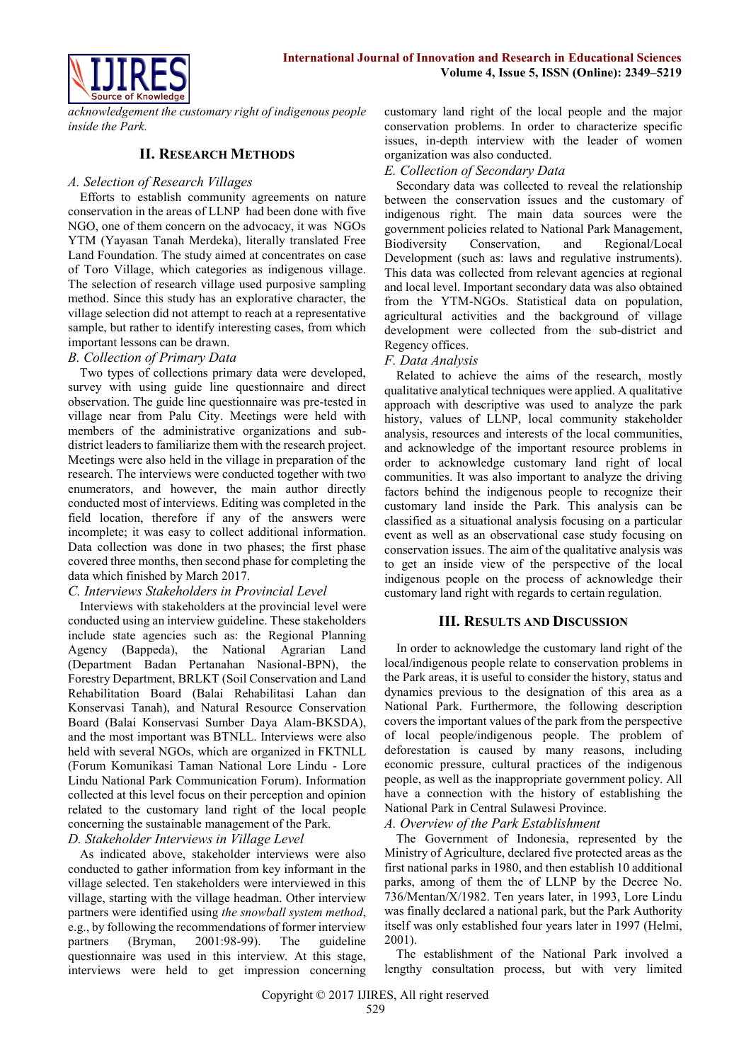*acknowledgement the customary right of indigenous people inside the Park.*

## II. Research Methods

### *A. Selection of Research Villages*

Efforts to establish community agreements on nature conservation in the areas of LLNP had been done with five NGO, one of them concern on the advocacy, it was NGOs YTM (Yayasan Tanah Merdeka), literally translated Free Land Foundation. The study aimed at concentrates on case of Toro Village, which categories as indigenous village. The selection of research village used purposive sampling method. Since this study has an explorative character, the village selection did not attempt to reach at a representative sample, but rather to identify interesting cases, from which important lessons can be drawn.

### *B. Collection of Primary Data*

Two types of collections primary data were developed, survey with using guide line questionnaire and direct observation. The guide line questionnaire was pre-tested in village near from Palu City. Meetings were held with members of the administrative organizations and sub-district leaders to familiarize them with the research project. Meetings were also held in the village in preparation of the research. The interviews were conducted together with two enumerators, and however, the main author directly conducted most of interviews. Editing was completed in the field location, therefore if any of the answers were incomplete; it was easy to collect additional information. Data collection was done in two phases; the first phase covered three months, then second phase for completing the data which finished by March 2017.

### *C. Interviews Stakeholders in Provincial Level*

Interviews with stakeholders at the provincial level were conducted using an interview guideline. These stakeholders include state agencies such as: the Regional Planning Agency (Bappeda), the National Agrarian Land (Department Badan Pertanahan Nasional-BPN), the Forestry Department, BRLKT (Soil Conservation and Land Rehabilitation Board (Balai Rehabilitasi Lahan dan Konservasi Tanah), and Natural Resource Conservation Board (Balai Konservasi Sumber Daya Alam-BKSDA), and the most important was BTNLL. Interviews were also held with several NGOs, which are organized in FKTNLL (Forum Komunikasi Taman National Lore Lindu - Lore Lindu National Park Communication Forum). Information collected at this level focus on their perception and opinion related to the customary land right of the local people concerning the sustainable management of the Park.

### *D. Stakeholder Interviews in Village Level*

As indicated above, stakeholder interviews were also conducted to gather information from key informant in the village selected. Ten stakeholders were interviewed in this village, starting with the village headman. Other interview partners were identified using *the snowball system method*, e.g., by following the recommendations of former interview partners (Bryman, 2001:98-99). The guideline questionnaire was used in this interview. At this stage, interviews were held to get impression concerning customary land right of the local people and the major conservation problems. In order to characterize specific issues, in-depth interview with the leader of women organization was also conducted.

### *E. Collection of Secondary Data*

Secondary data was collected to reveal the relationship between the conservation issues and the customary of indigenous right. The main data sources were the government policies related to National Park Management, Biodiversity Conservation, and Regional/Local Development (such as: laws and regulative instruments). This data was collected from relevant agencies at regional and local level. Important secondary data was also obtained from the YTM-NGOs. Statistical data on population, agricultural activities and the background of village development were collected from the sub-district and Regency offices.

### *F. Data Analysis*

Related to achieve the aims of the research, mostly qualitative analytical techniques were applied. A qualitative approach with descriptive was used to analyze the park history, values of LLNP, local community stakeholder analysis, resources and interests of the local communities, and acknowledge of the important resource problems in order to acknowledge customary land right of local communities. It was also important to analyze the driving factors behind the indigenous people to recognize their customary land inside the Park. This analysis can be classified as a situational analysis focusing on a particular event as well as an observational case study focusing on conservation issues. The aim of the qualitative analysis was to get an inside view of the perspective of the local indigenous people on the process of acknowledge their customary land right with regards to certain regulation.

## III. Results and Discussion

In order to acknowledge the customary land right of the local/indigenous people relate to conservation problems in the Park areas, it is useful to consider the history, status and dynamics previous to the designation of this area as a National Park. Furthermore, the following description covers the important values of the park from the perspective of local people/indigenous people. The problem of deforestation is caused by many reasons, including economic pressure, cultural practices of the indigenous people, as well as the inappropriate government policy. All have a connection with the history of establishing the National Park in Central Sulawesi Province.

### *A. Overview of the Park Establishment*

The Government of Indonesia, represented by the Ministry of Agriculture, declared five protected areas as the first national parks in 1980, and then establish 10 additional parks, among of them the of LLNP by the Decree No. 736/Mentan/X/1982. Ten years later, in 1993, Lore Lindu was finally declared a national park, but the Park Authority itself was only established four years later in 1997 (Helmi, 2001).

The establishment of the National Park involved a lengthy consultation process, but with very limited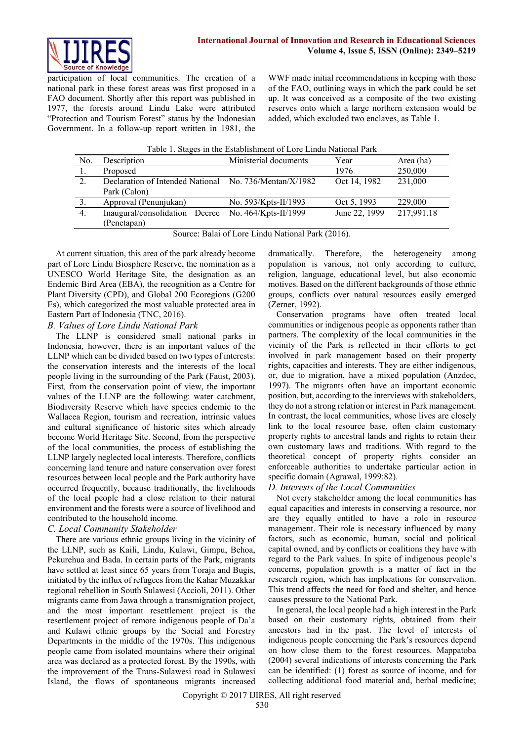participation of local communities. The creation of a national park in these forest areas was first proposed in a FAO document. Shortly after this report was published in 1977, the forests around Lindu Lake were attributed "Protection and Tourism Forest" status by the Indonesian Government. In a follow-up report written in 1981, the WWF made initial recommendations in keeping with those of the FAO, outlining ways in which the park could be set up. It was conceived as a composite of the two existing reserves onto which a large northern extension would be added, which excluded two enclaves, as Table 1.

Table 1. Stages in the Establishment of Lore Lindu National Park

| No. | Description | Ministerial documents | Year | Area (ha) |
|---|---|---|---|---|
| 1. | Proposed | | 1976 | 250,000 |
| 2. | Declaration of Intended National Park (Calon) | No. 736/Mentan/X/1982 | Oct 14, 1982 | 231,000 |
| 3. | Approval (Penunjukan) | No. 593/Kpts-II/1993 | Oct 5, 1993 | 229,000 |
| 4. | Inaugural/consolidation Decree (Penetapan) | No. 464/Kpts-II/1999 | June 22, 1999 | 217,991.18 |

Source: Balai of Lore Lindu National Park (2016).

At current situation, this area of the park already become part of Lore Lindu Biosphere Reserve, the nomination as a UNESCO World Heritage Site, the designation as an Endemic Bird Area (EBA), the recognition as a Centre for Plant Diversity (CPD), and Global 200 Ecoregions (G200 Es), which categorized the most valuable protected area in Eastern Part of Indonesia (TNC, 2016).

### *B. Values of Lore Lindu National Park*

The LLNP is considered small national parks in Indonesia, however, there is an important values of the LLNP which can be divided based on two types of interests: the conservation interests and the interests of the local people living in the surrounding of the Park (Faust, 2003). First*,* from the conservation point of view, the important values of the LLNP are the following: water catchment, Biodiversity Reserve which have species endemic to the Wallacea Region, tourism and recreation, intrinsic values and cultural significance of historic sites which already become World Heritage Site. Second, from the perspective of the local communities, the process of establishing the LLNP largely neglected local interests. Therefore, conflicts concerning land tenure and nature conservation over forest resources between local people and the Park authority have occurred frequently, because traditionally, the livelihoods of the local people had a close relation to their natural environment and the forests were a source of livelihood and contributed to the household income.

### *C. Local Community Stakeholder*

There are various ethnic groups living in the vicinity of the LLNP, such as Kaili, Lindu, Kulawi, Gimpu, Behoa, Pekurehua and Bada. In certain parts of the Park, migrants have settled at least since 65 years from Toraja and Bugis, initiated by the influx of refugees from the Kahar Muzakkar regional rebellion in South Sulawesi (Accioli, 2011). Other migrants came from Jawa through a transmigration project, and the most important resettlement project is the resettlement project of remote indigenous people of Da'a and Kulawi ethnic groups by the Social and Forestry Departments in the middle of the 1970s. This indigenous people came from isolated mountains where their original area was declared as a protected forest. By the 1990s, with the improvement of the Trans-Sulawesi road in Sulawesi Island, the flows of spontaneous migrants increased dramatically. Therefore, the heterogeneity among population is various, not only according to culture, religion, language, educational level, but also economic motives. Based on the different backgrounds of those ethnic groups, conflicts over natural resources easily emerged (Zerner, 1992).

Conservation programs have often treated local communities or indigenous people as opponents rather than partners. The complexity of the local communities in the vicinity of the Park is reflected in their efforts to get involved in park management based on their property rights, capacities and interests. They are either indigenous, or, due to migration, have a mixed population (Anzdec, 1997). The migrants often have an important economic position, but, according to the interviews with stakeholders, they do not a strong relation or interest in Park management. In contrast, the local communities, whose lives are closely link to the local resource base, often claim customary property rights to ancestral lands and rights to retain their own customary laws and traditions. With regard to the theoretical concept of property rights consider an enforceable authorities to undertake particular action in specific domain (Agrawal, 1999:82).

### *D. Interests of the Local Communities*

Not every stakeholder among the local communities has equal capacities and interests in conserving a resource, nor are they equally entitled to have a role in resource management. Their role is necessary influenced by many factors, such as economic, human, social and political capital owned, and by conflicts or coalitions they have with regard to the Park values. In spite of indigenous people's concerns, population growth is a matter of fact in the research region, which has implications for conservation. This trend affects the need for food and shelter, and hence causes pressure to the National Park.

In general, the local people had a high interest in the Park based on their customary rights, obtained from their ancestors had in the past. The level of interests of indigenous people concerning the Park's resources depend on how close them to the forest resources. Mappatoba (2004) several indications of interests concerning the Park can be identified: (1) forest as source of income, and for collecting additional food material and, herbal medicine;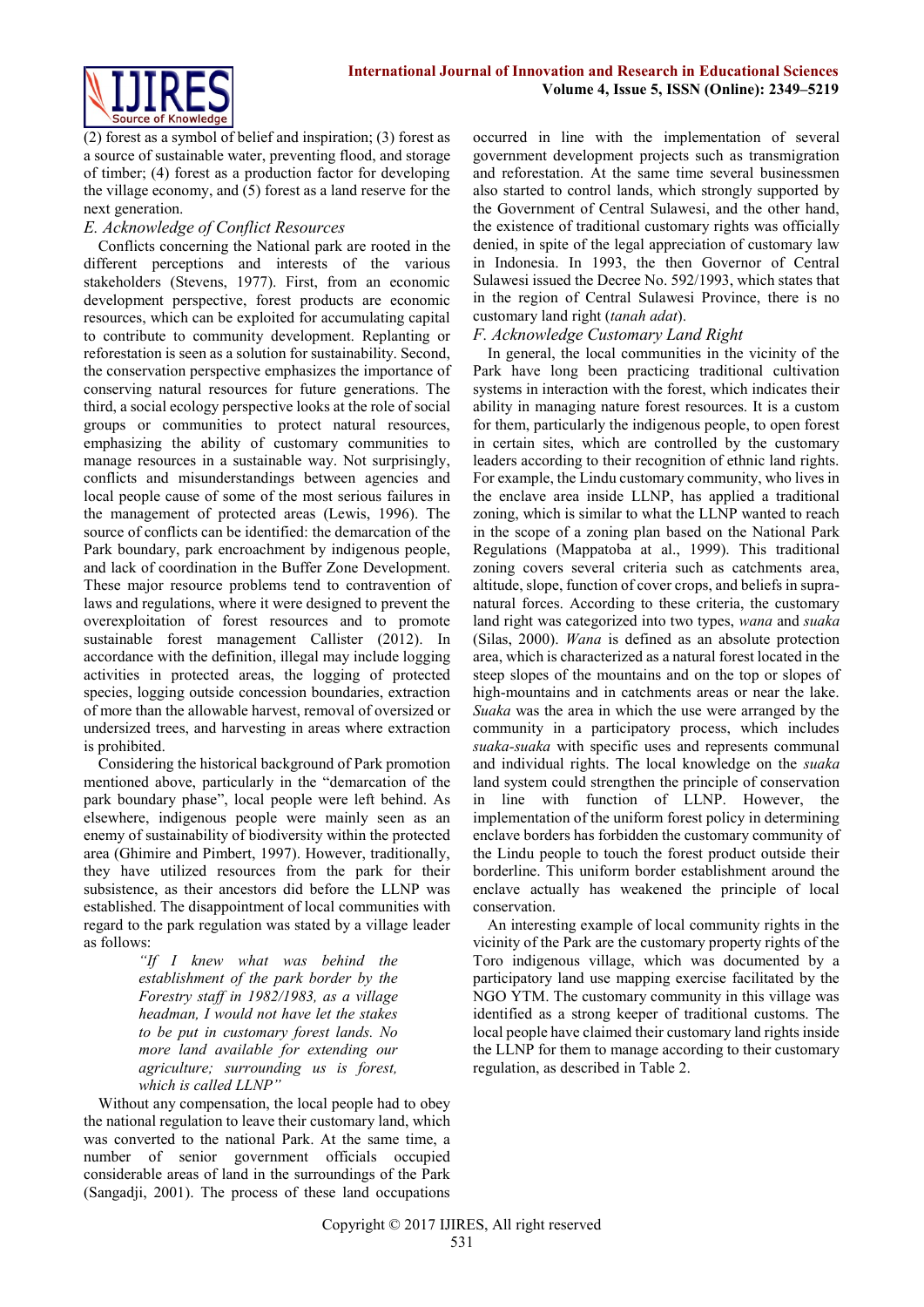(2) forest as a symbol of belief and inspiration; (3) forest as a source of sustainable water, preventing flood, and storage of timber; (4) forest as a production factor for developing the village economy, and (5) forest as a land reserve for the next generation.

### *E. Acknowledge of Conflict Resources*

Conflicts concerning the National park are rooted in the different perceptions and interests of the various stakeholders (Stevens, 1977). First, from an economic development perspective, forest products are economic resources, which can be exploited for accumulating capital to contribute to community development. Replanting or reforestation is seen as a solution for sustainability. Second, the conservation perspective emphasizes the importance of conserving natural resources for future generations. The third, a social ecology perspective looks at the role of social groups or communities to protect natural resources, emphasizing the ability of customary communities to manage resources in a sustainable way. Not surprisingly, conflicts and misunderstandings between agencies and local people cause of some of the most serious failures in the management of protected areas (Lewis, 1996). The source of conflicts can be identified: the demarcation of the Park boundary, park encroachment by indigenous people, and lack of coordination in the Buffer Zone Development. These major resource problems tend to contravention of laws and regulations, where it were designed to prevent the overexploitation of forest resources and to promote sustainable forest management Callister (2012). In accordance with the definition, illegal may include logging activities in protected areas, the logging of protected species, logging outside concession boundaries, extraction of more than the allowable harvest, removal of oversized or undersized trees, and harvesting in areas where extraction is prohibited.

Considering the historical background of Park promotion mentioned above, particularly in the "demarcation of the park boundary phase", local people were left behind. As elsewhere, indigenous people were mainly seen as an enemy of sustainability of biodiversity within the protected area (Ghimire and Pimbert, 1997). However, traditionally, they have utilized resources from the park for their subsistence, as their ancestors did before the LLNP was established. The disappointment of local communities with regard to the park regulation was stated by a village leader as follows:

> *"If I knew what was behind the establishment of the park border by the Forestry staff in 1982/1983, as a village headman, I would not have let the stakes to be put in customary forest lands. No more land available for extending our agriculture; surrounding us is forest, which is called LLNP"*

Without any compensation, the local people had to obey the national regulation to leave their customary land, which was converted to the national Park. At the same time, a number of senior government officials occupied considerable areas of land in the surroundings of the Park (Sangadji, 2001). The process of these land occupations occurred in line with the implementation of several government development projects such as transmigration and reforestation. At the same time several businessmen also started to control lands, which strongly supported by the Government of Central Sulawesi, and the other hand, the existence of traditional customary rights was officially denied, in spite of the legal appreciation of customary law in Indonesia. In 1993, the then Governor of Central Sulawesi issued the Decree No. 592/1993, which states that in the region of Central Sulawesi Province, there is no customary land right (*tanah adat*).

### *F. Acknowledge Customary Land Right*

In general, the local communities in the vicinity of the Park have long been practicing traditional cultivation systems in interaction with the forest, which indicates their ability in managing nature forest resources. It is a custom for them, particularly the indigenous people, to open forest in certain sites, which are controlled by the customary leaders according to their recognition of ethnic land rights. For example, the Lindu customary community, who lives in the enclave area inside LLNP, has applied a traditional zoning, which is similar to what the LLNP wanted to reach in the scope of a zoning plan based on the National Park Regulations (Mappatoba at al., 1999). This traditional zoning covers several criteria such as catchments area, altitude, slope, function of cover crops, and beliefs in supra-natural forces. According to these criteria, the customary land right was categorized into two types, *wana* and *suaka* (Silas, 2000). *Wana* is defined as an absolute protection area, which is characterized as a natural forest located in the steep slopes of the mountains and on the top or slopes of high-mountains and in catchments areas or near the lake. *Suaka* was the area in which the use were arranged by the community in a participatory process, which includes *suaka-suaka* with specific uses and represents communal and individual rights. The local knowledge on the *suaka* land system could strengthen the principle of conservation in line with function of LLNP. However, the implementation of the uniform forest policy in determining enclave borders has forbidden the customary community of the Lindu people to touch the forest product outside their borderline. This uniform border establishment around the enclave actually has weakened the principle of local conservation.

An interesting example of local community rights in the vicinity of the Park are the customary property rights of the Toro indigenous village, which was documented by a participatory land use mapping exercise facilitated by the NGO YTM. The customary community in this village was identified as a strong keeper of traditional customs. The local people have claimed their customary land rights inside the LLNP for them to manage according to their customary regulation, as described in Table 2.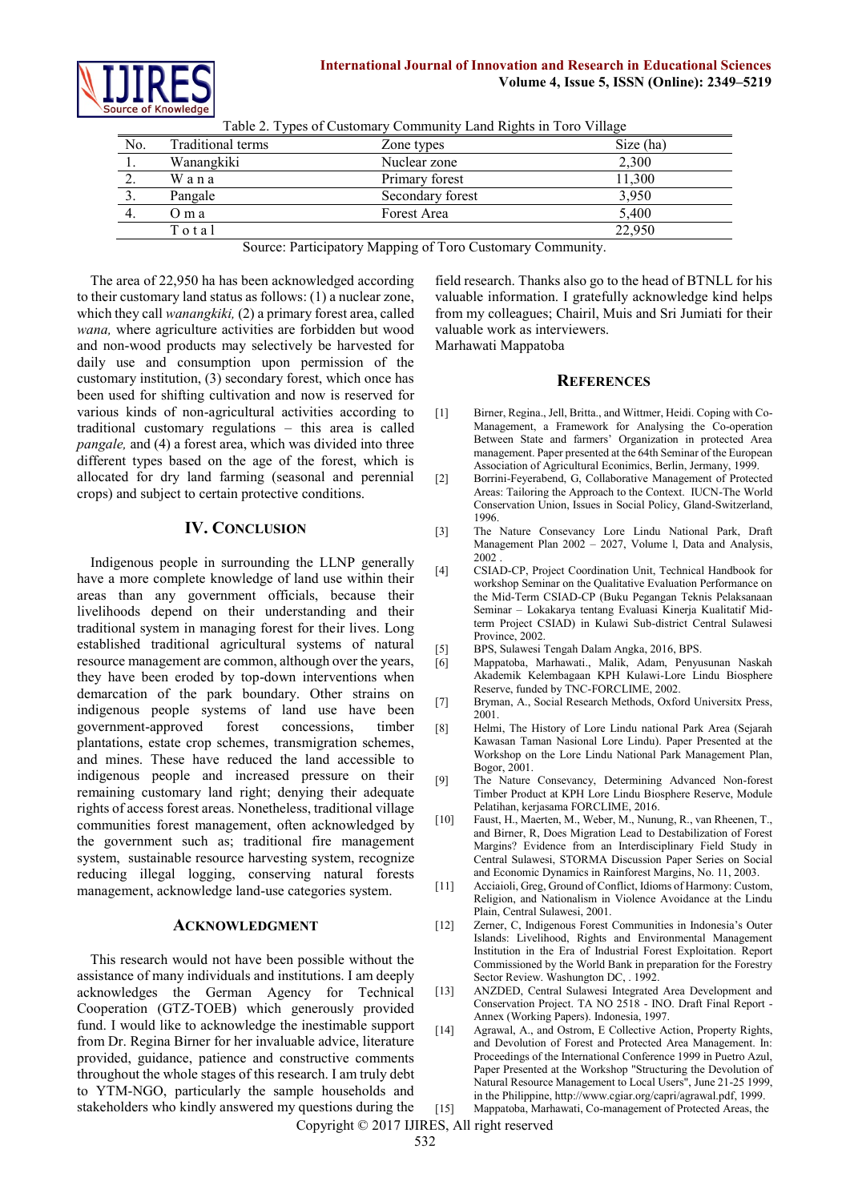Table 2. Types of Customary Community Land Rights in Toro Village

| No. | Traditional terms | Zone types | Size (ha) |
|---|---|---|---|
| 1. | Wanangkiki | Nuclear zone | 2,300 |
| 2. | W a n a | Primary forest | 11,300 |
| 3. | Pangale | Secondary forest | 3,950 |
| 4. | O m a | Forest Area | 5,400 |
| | T o t a l | | 22,950 |

Source: Participatory Mapping of Toro Customary Community.

The area of 22,950 ha has been acknowledged according to their customary land status as follows: (1) a nuclear zone, which they call *wanangkiki,* (2) a primary forest area, called *wana,* where agriculture activities are forbidden but wood and non-wood products may selectively be harvested for daily use and consumption upon permission of the customary institution, (3) secondary forest, which once has been used for shifting cultivation and now is reserved for various kinds of non-agricultural activities according to traditional customary regulations – this area is called *pangale,* and (4) a forest area, which was divided into three different types based on the age of the forest, which is allocated for dry land farming (seasonal and perennial crops) and subject to certain protective conditions.

## IV. Conclusion

Indigenous people in surrounding the LLNP generally have a more complete knowledge of land use within their areas than any government officials, because their livelihoods depend on their understanding and their traditional system in managing forest for their lives. Long established traditional agricultural systems of natural resource management are common, although over the years, they have been eroded by top-down interventions when demarcation of the park boundary. Other strains on indigenous people systems of land use have been government-approved forest concessions, timber plantations, estate crop schemes, transmigration schemes, and mines. These have reduced the land accessible to indigenous people and increased pressure on their remaining customary land right; denying their adequate rights of access forest areas. Nonetheless, traditional village communities forest management, often acknowledged by the government such as; traditional fire management system, sustainable resource harvesting system, recognize reducing illegal logging, conserving natural forests management, acknowledge land-use categories system.

## Acknowledgment

This research would not have been possible without the assistance of many individuals and institutions. I am deeply acknowledges the German Agency for Technical Cooperation (GTZ-TOEB) which generously provided fund. I would like to acknowledge the inestimable support from Dr. Regina Birner for her invaluable advice, literature provided, guidance, patience and constructive comments throughout the whole stages of this research. I am truly debt to YTM-NGO, particularly the sample households and stakeholders who kindly answered my questions during the field research. Thanks also go to the head of BTNLL for his valuable information. I gratefully acknowledge kind helps from my colleagues; Chairil, Muis and Sri Jumiati for their valuable work as interviewers.

Marhawati Mappatoba

## References

[1] Birner, Regina., Jell, Britta., and Wittmer, Heidi. Coping with Co-Management, a Framework for Analysing the Co-operation Between State and farmers' Organization in protected Area management. Paper presented at the 64th Seminar of the European Association of Agricultural Econimics, Berlin, Jermany, 1999.

[2] Borrini-Feyerabend, G, Collaborative Management of Protected Areas: Tailoring the Approach to the Context. IUCN-The World Conservation Union, Issues in Social Policy, Gland-Switzerland, 1996.

[3] The Nature Consevancy Lore Lindu National Park, Draft Management Plan 2002 – 2027, Volume l, Data and Analysis, 2002 .

[4] CSIAD-CP, Project Coordination Unit, Technical Handbook for workshop Seminar on the Qualitative Evaluation Performance on the Mid-Term CSIAD-CP (Buku Pegangan Teknis Pelaksanaan Seminar – Lokakarya tentang Evaluasi Kinerja Kualitatif Mid-term Project CSIAD) in Kulawi Sub-district Central Sulawesi Province, 2002.

[5] BPS, Sulawesi Tengah Dalam Angka, 2016, BPS.

[6] Mappatoba, Marhawati., Malik, Adam, Penyusunan Naskah Akademik Kelembagaan KPH Kulawi-Lore Lindu Biosphere Reserve, funded by TNC-FORCLIME, 2002.

[7] Bryman, A., Social Research Methods, Oxford Universitx Press, 2001.

[8] Helmi, The History of Lore Lindu national Park Area (Sejarah Kawasan Taman Nasional Lore Lindu). Paper Presented at the Workshop on the Lore Lindu National Park Management Plan, Bogor, 2001.

[9] The Nature Consevancy, Determining Advanced Non-forest Timber Product at KPH Lore Lindu Biosphere Reserve, Module Pelatihan, kerjasama FORCLIME, 2016.

[10] Faust, H., Maerten, M., Weber, M., Nunung, R., van Rheenen, T., and Birner, R, Does Migration Lead to Destabilization of Forest Margins? Evidence from an Interdisciplinary Field Study in Central Sulawesi, STORMA Discussion Paper Series on Social and Economic Dynamics in Rainforest Margins, No. 11, 2003.

[11] Acciaioli, Greg, Ground of Conflict, Idioms of Harmony: Custom, Religion, and Nationalism in Violence Avoidance at the Lindu Plain, Central Sulawesi, 2001.

[12] Zerner, C, Indigenous Forest Communities in Indonesia's Outer Islands: Livelihood, Rights and Environmental Management Institution in the Era of Industrial Forest Exploitation. Report Commissioned by the World Bank in preparation for the Forestry Sector Review. Washungton DC, . 1992.

[13] ANZDED, Central Sulawesi Integrated Area Development and Conservation Project. TA NO 2518 - INO. Draft Final Report - Annex (Working Papers). Indonesia, 1997.

[14] Agrawal, A., and Ostrom, E Collective Action, Property Rights, and Devolution of Forest and Protected Area Management. In: Proceedings of the International Conference 1999 in Puetro Azul, Paper Presented at the Workshop "Structuring the Devolution of Natural Resource Management to Local Users", June 21-25 1999, in the Philippine, http://www.cgiar.org/capri/agrawal.pdf, 1999.

[15] Mappatoba, Marhawati, Co-management of Protected Areas, the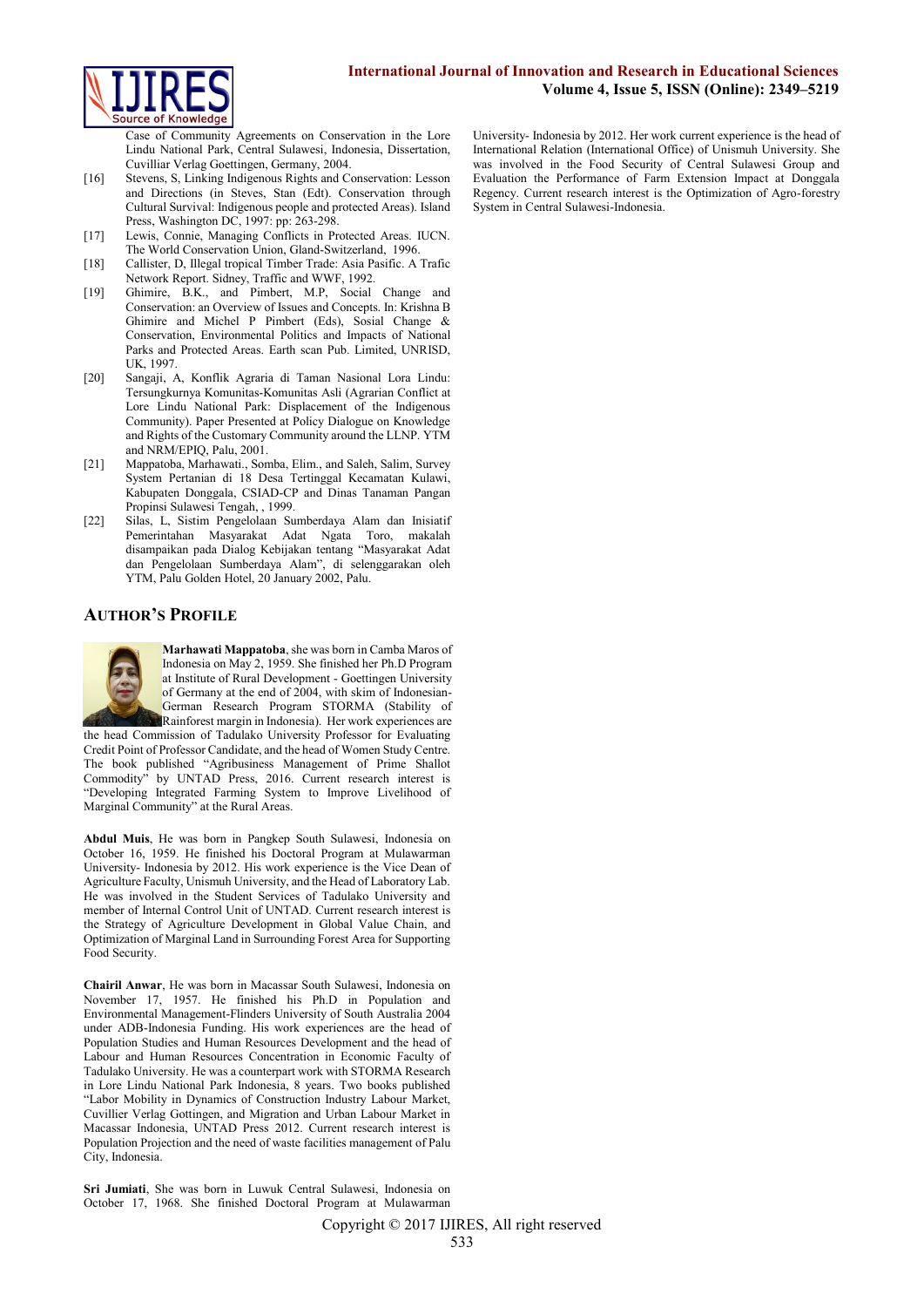Case of Community Agreements on Conservation in the Lore Lindu National Park, Central Sulawesi, Indonesia, Dissertation, Cuvilliar Verlag Goettingen, Germany, 2004.

[16] Stevens, S, Linking Indigenous Rights and Conservation: Lesson and Directions (in Steves, Stan (Edt). Conservation through Cultural Survival: Indigenous people and protected Areas). Island Press, Washington DC, 1997: pp: 263-298.

[17] Lewis, Connie, Managing Conflicts in Protected Areas. IUCN. The World Conservation Union, Gland-Switzerland, 1996.

[18] Callister, D, Illegal tropical Timber Trade: Asia Pasific. A Trafic Network Report. Sidney, Traffic and WWF, 1992.

[19] Ghimire, B.K., and Pimbert, M.P, Social Change and Conservation: an Overview of Issues and Concepts. In: Krishna B Ghimire and Michel P Pimbert (Eds), Sosial Change & Conservation, Environmental Politics and Impacts of National Parks and Protected Areas. Earth scan Pub. Limited, UNRISD, UK, 1997.

[20] Sangaji, A, Konflik Agraria di Taman Nasional Lora Lindu: Tersungkurnya Komunitas-Komunitas Asli (Agrarian Conflict at Lore Lindu National Park: Displacement of the Indigenous Community). Paper Presented at Policy Dialogue on Knowledge and Rights of the Customary Community around the LLNP. YTM and NRM/EPIQ, Palu, 2001.

[21] Mappatoba, Marhawati., Somba, Elim., and Saleh, Salim, Survey System Pertanian di 18 Desa Tertinggal Kecamatan Kulawi, Kabupaten Donggala, CSIAD-CP and Dinas Tanaman Pangan Propinsi Sulawesi Tengah, , 1999.

[22] Silas, L, Sistim Pengelolaan Sumberdaya Alam dan Inisiatif Pemerintahan Masyarakat Adat Ngata Toro, makalah disampaikan pada Dialog Kebijakan tentang "Masyarakat Adat dan Pengelolaan Sumberdaya Alam", di selenggarakan oleh YTM, Palu Golden Hotel, 20 January 2002, Palu.

## Author's Profile

**Marhawati Mappatoba**, she was born in Camba Maros of Indonesia on May 2, 1959. She finished her Ph.D Program at Institute of Rural Development - Goettingen University of Germany at the end of 2004, with skim of Indonesian-German Research Program STORMA (Stability of Rainforest margin in Indonesia). Her work experiences are the head Commission of Tadulako University Professor for Evaluating Credit Point of Professor Candidate, and the head of Women Study Centre. The book published "Agribusiness Management of Prime Shallot Commodity" by UNTAD Press, 2016. Current research interest is "Developing Integrated Farming System to Improve Livelihood of Marginal Community" at the Rural Areas.

**Abdul Muis**, He was born in Pangkep South Sulawesi, Indonesia on October 16, 1959. He finished his Doctoral Program at Mulawarman University- Indonesia by 2012. His work experience is the Vice Dean of Agriculture Faculty, Unismuh University, and the Head of Laboratory Lab. He was involved in the Student Services of Tadulako University and member of Internal Control Unit of UNTAD. Current research interest is the Strategy of Agriculture Development in Global Value Chain, and Optimization of Marginal Land in Surrounding Forest Area for Supporting Food Security.

**Chairil Anwar**, He was born in Macassar South Sulawesi, Indonesia on November 17, 1957. He finished his Ph.D in Population and Environmental Management-Flinders University of South Australia 2004 under ADB-Indonesia Funding. His work experiences are the head of Population Studies and Human Resources Development and the head of Labour and Human Resources Concentration in Economic Faculty of Tadulako University. He was a counterpart work with STORMA Research in Lore Lindu National Park Indonesia, 8 years. Two books published "Labor Mobility in Dynamics of Construction Industry Labour Market, Cuvillier Verlag Gottingen, and Migration and Urban Labour Market in Macassar Indonesia, UNTAD Press 2012. Current research interest is Population Projection and the need of waste facilities management of Palu City, Indonesia.

**Sri Jumiati**, She was born in Luwuk Central Sulawesi, Indonesia on October 17, 1968. She finished Doctoral Program at Mulawarman University- Indonesia by 2012. Her work current experience is the head of International Relation (International Office) of Unismuh University. She was involved in the Food Security of Central Sulawesi Group and Evaluation the Performance of Farm Extension Impact at Donggala Regency. Current research interest is the Optimization of Agro-forestry System in Central Sulawesi-Indonesia.